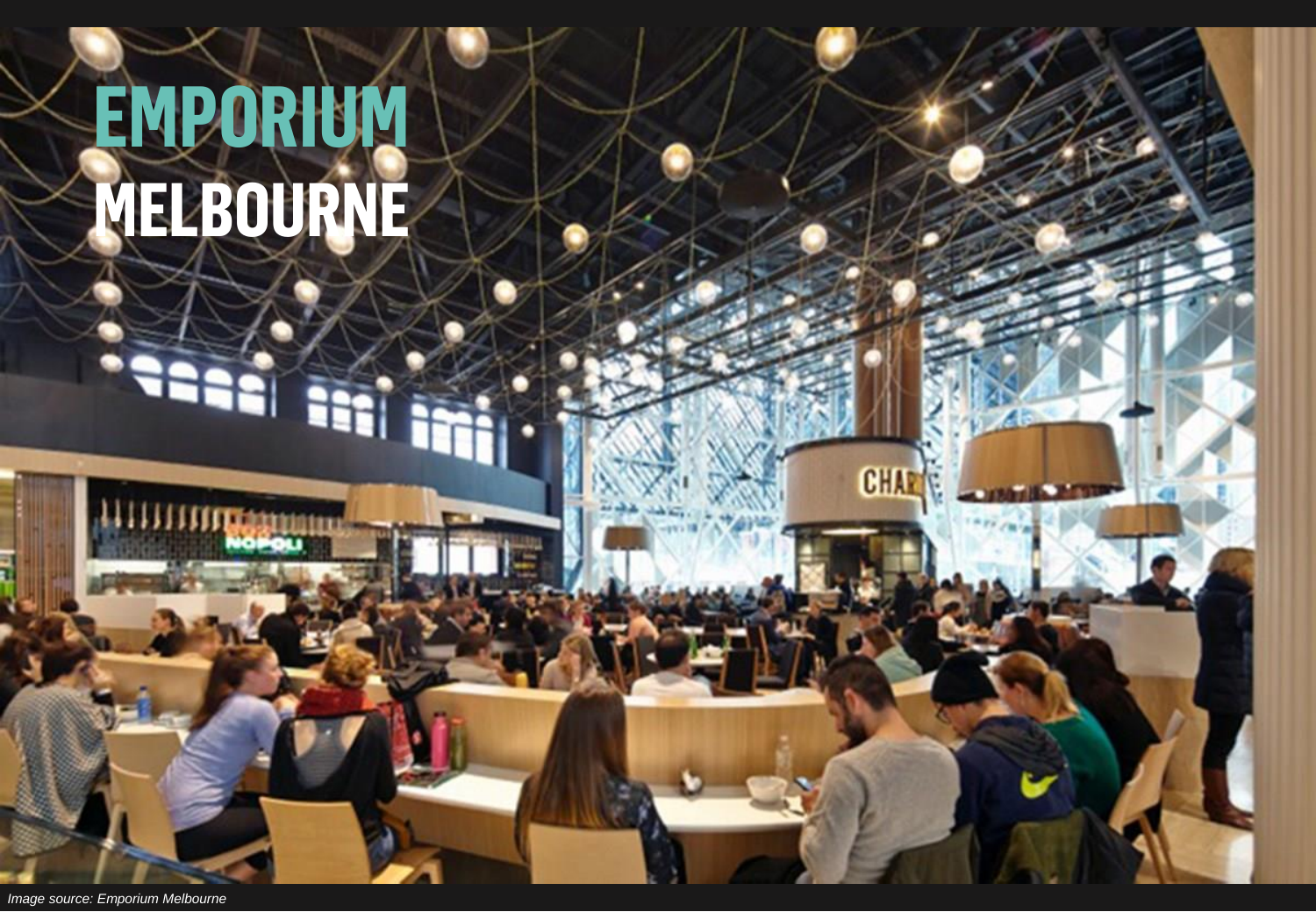# EMPORIUM MELBOURNE

*Image source: Emporium Melbourne*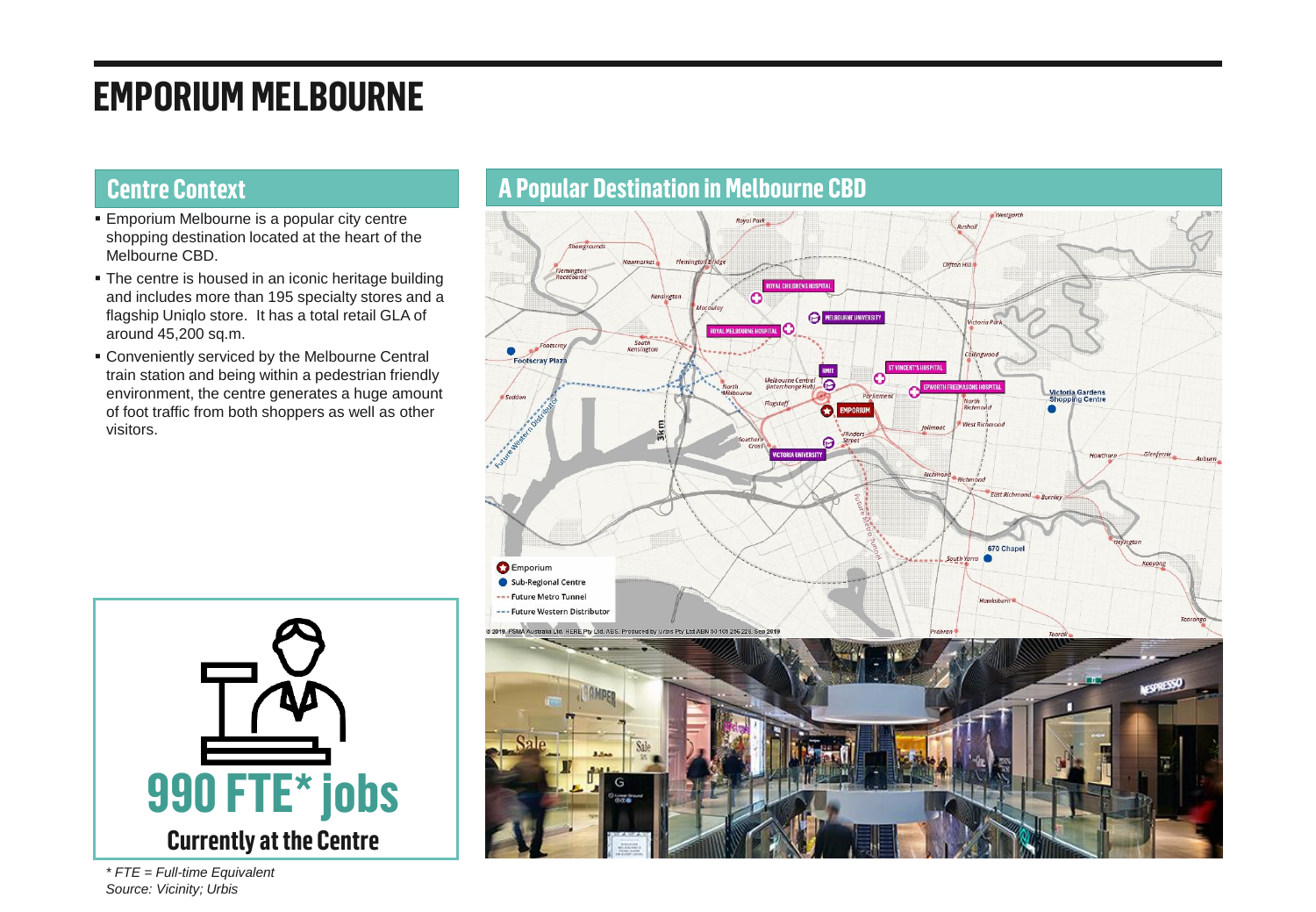# EMPORIUM MELBOURNE

## Centre Context

- Emporium Melbourne is a popular city centre shopping destination located at the heart of the Melbourne CBD.
- The centre is housed in an iconic heritage building and includes more than 195 specialty stores and a flagship Uniqlo store. It has a total retail GLA of around 45,200 sq.m.
- Conveniently serviced by the Melbourne Central train station and being within a pedestrian friendly environment, the centre generates a huge amount of foot traffic from both shoppers as well as other visitors.

**990 FTE* jobs**

**Currently at the Centre**

*\* FTE = Full-time Equivalent*
*Source: Vicinity; Urbis*

## A Popular Destination in Melbourne CBD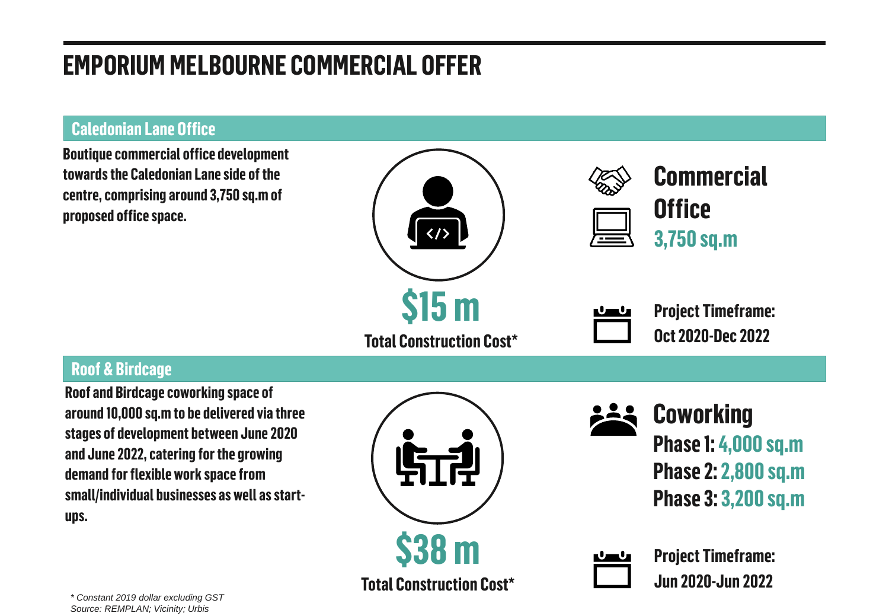# EMPORIUM MELBOURNE COMMERCIAL OFFER

## Caledonian Lane Office

**Boutique commercial office development towards the Caledonian Lane side of the centre, comprising around 3,750 sq.m of proposed office space.**

**$15 m**

**Total Construction Cost***

**Commercial Office**

**3,750 sq.m**

**Project Timeframe: Oct 2020-Dec 2022**

## Roof & Birdcage

**Roof and Birdcage coworking space of around 10,000 sq.m to be delivered via three stages of development between June 2020 and June 2022, catering for the growing demand for flexible work space from small/individual businesses as well as start-ups.**

**$38 m**

**Total Construction Cost***

**Coworking**

**Phase 1: 4,000 sq.m**

**Phase 2: 2,800 sq.m**

**Phase 3: 3,200 sq.m**

**Project Timeframe: Jun 2020-Jun 2022**

*\* Constant 2019 dollar excluding GST*

*Source: REMPLAN; Vicinity; Urbis*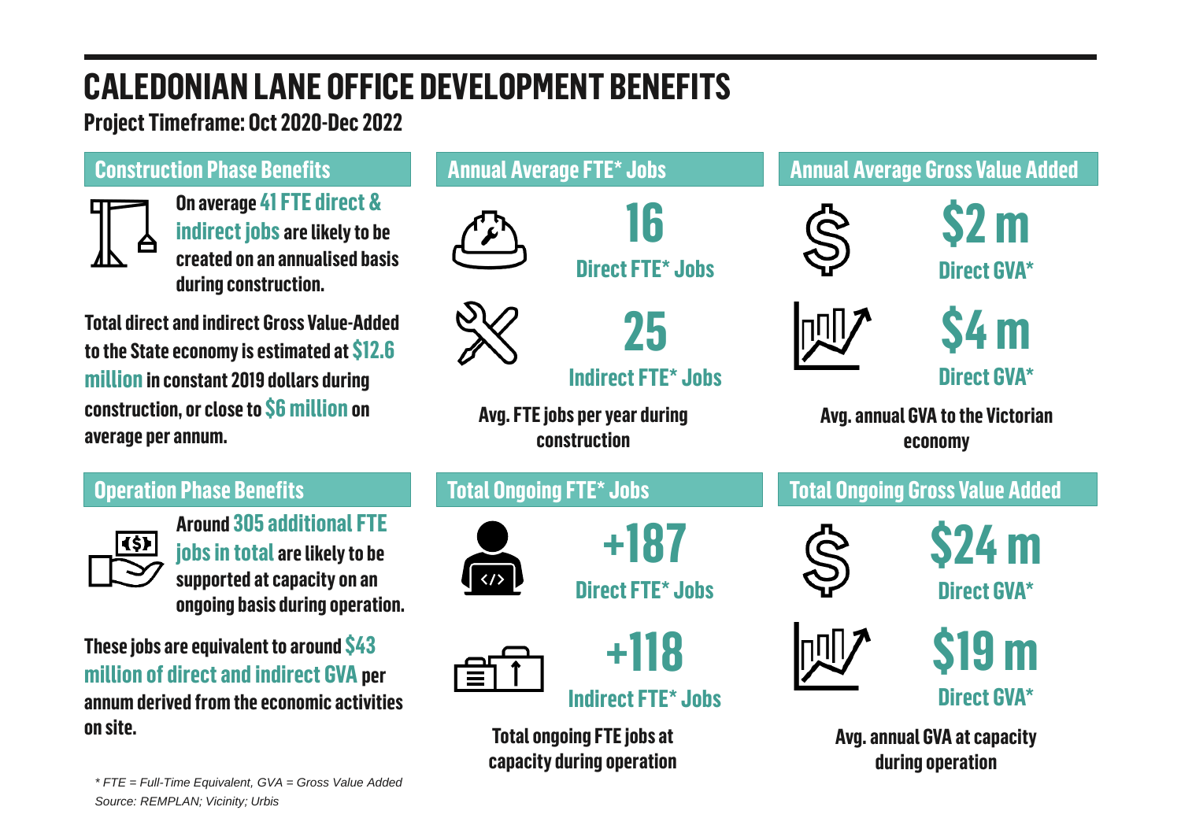# CALEDONIAN LANE OFFICE DEVELOPMENT BENEFITS

**Project Timeframe: Oct 2020-Dec 2022**

## Construction Phase Benefits

**On average 41 FTE direct & indirect jobs are likely to be created on an annualised basis during construction.**

**Total direct and indirect Gross Value-Added to the State economy is estimated at $12.6 million in constant 2019 dollars during construction, or close to $6 million on average per annum.**

## Annual Average FTE* Jobs

**16**
Direct FTE* Jobs

**25**
Indirect FTE* Jobs

Avg. FTE jobs per year during construction

## Annual Average Gross Value Added

**$2 m**
Direct GVA*

**$4 m**
Direct GVA*

Avg. annual GVA to the Victorian economy

## Operation Phase Benefits

**Around 305 additional FTE jobs in total are likely to be supported at capacity on an ongoing basis during operation.**

**These jobs are equivalent to around $43 million of direct and indirect GVA per annum derived from the economic activities on site.**

## Total Ongoing FTE* Jobs

**+187**
Direct FTE* Jobs

**+118**
Indirect FTE* Jobs

Total ongoing FTE jobs at capacity during operation

## Total Ongoing Gross Value Added

**$24 m**
Direct GVA*

**$19 m**
Direct GVA*

Avg. annual GVA at capacity during operation

*\* FTE = Full-Time Equivalent, GVA = Gross Value Added*
*Source: REMPLAN; Vicinity; Urbis*